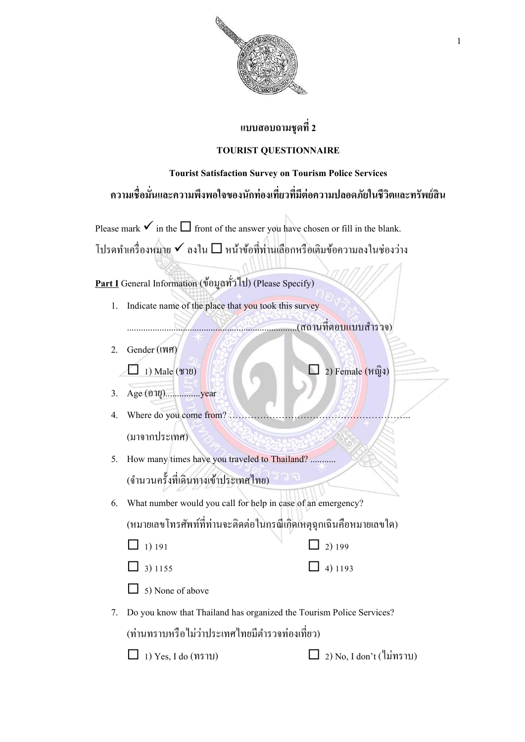**แบบสอบถามชุดที่ 2**

**TOURIST QUESTIONNAIRE**

**Tourist Satisfaction Survey on Tourism Police Services**

**ความเชื่อมั่นและความพึงพอใจของนักท่องเที่ยวที่มีต่อความปลอดภัยในชีวิตและทรัพย์สิน**

Please mark ✓ in the ☐ front of the answer you have chosen or fill in the blank.
โปรดทำเครื่องหมาย ✓ ลงใน ☐ หน้าข้อที่ท่านเลือกหรือเติมข้อความลงในช่องว่าง

**Part I** General Information (ข้อมูลทั่วไป) (Please Specify)

1. Indicate name of the place that you took this survey
   ........................................................................(สถานที่ตอบแบบสำรวจ)
2. Gender (เพศ)
   ☐ 1) Male (ชาย) ☐ 2) Female (หญิง)
3. Age (อายุ)...............year
4. Where do you come from? …………………………………………………..
   (มาจากประเทศ)
5. How many times have you traveled to Thailand? ...........
   (จำนวนครั้งที่เดินทางเข้าประเทศไทย)
6. What number would you call for help in case of an emergency?
   (หมายเลขโทรศัพท์ที่ท่านจะติดต่อในกรณีเกิดเหตุฉุกเฉินคือหมายเลขใด)
   ☐ 1) 191 ☐ 2) 199
   ☐ 3) 1155 ☐ 4) 1193
   ☐ 5) None of above
7. Do you know that Thailand has organized the Tourism Police Services?
   (ท่านทราบหรือไม่ว่าประเทศไทยมีตำรวจท่องเที่ยว)
   ☐ 1) Yes, I do (ทราบ) ☐ 2) No, I don't (ไม่ทราบ)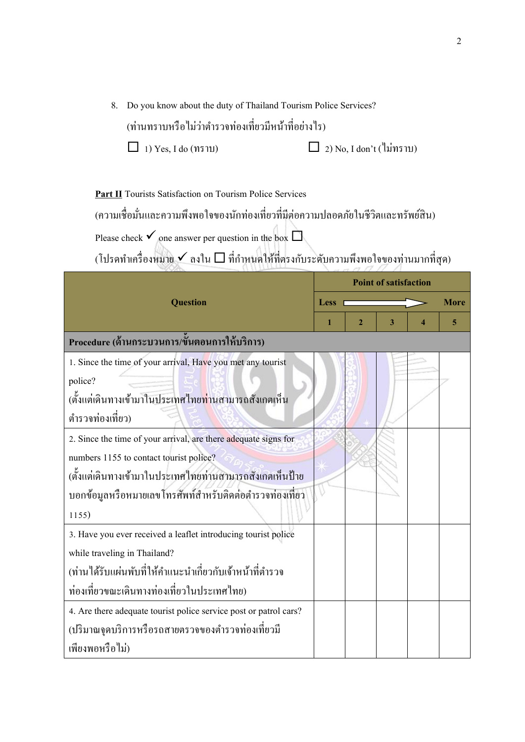8. Do you know about the duty of Thailand Tourism Police Services?

   (ท่านทราบหรือไม่ว่าตำรวจท่องเที่ยวมีหน้าที่อย่างไร)

   ☐ 1) Yes, I do (ทราบ) ☐ 2) No, I don't (ไม่ทราบ)

**Part II** Tourists Satisfaction on Tourism Police Services

(ความเชื่อมั่นและความพึงพอใจของนักท่องเที่ยวที่มีต่อความปลอดภัยในชีวิตและทรัพย์สิน)

Please check ✓ one answer per question in the box ☐

(โปรดทำเครื่องหมาย ✓ ลงใน ☐ ที่กำหนดให้ที่ตรงกับระดับความพึงพอใจของท่านมากที่สุด)

| Question | Point of satisfaction | | | | |
|---|---|---|---|---|---|
| | Less → More | | | | |
| | 1 | 2 | 3 | 4 | 5 |
| **Procedure (ด้านกระบวนการ/ขั้นตอนการให้บริการ)** | | | | | |
| 1. Since the time of your arrival, Have you met any tourist police? (ตั้งแต่เดินทางเข้ามาในประเทศไทยท่านสามารถสังเกตเห็นตำรวจท่องเที่ยว) | | | | | |
| 2. Since the time of your arrival, are there adequate signs for numbers 1155 to contact tourist police? (ตั้งแต่เดินทางเข้ามาในประเทศไทยท่านสามารถสังเกตเห็นป้ายบอกข้อมูลหรือหมายเลขโทรศัพท์สำหรับติดต่อตำรวจท่องเที่ยว 1155) | | | | | |
| 3. Have you ever received a leaflet introducing tourist police while traveling in Thailand? (ท่านได้รับแผ่นพับที่ให้คำแนะนำเกี่ยวกับเจ้าหน้าที่ตำรวจท่องเที่ยวขณะเดินทางท่องเที่ยวในประเทศไทย) | | | | | |
| 4. Are there adequate tourist police service post or patrol cars? (ปริมาณจุดบริการหรือรถสายตรวจของตำรวจท่องเที่ยวมีเพียงพอหรือไม่) | | | | | |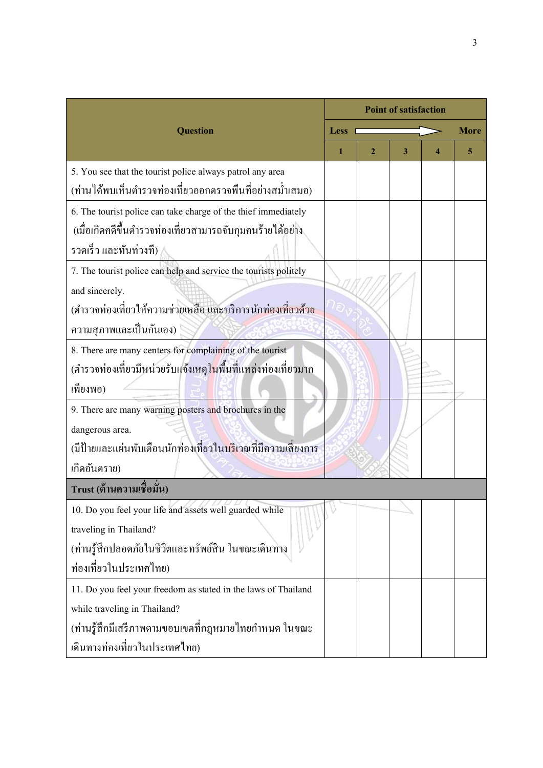| Question | Point of satisfaction | | | | |
|---|---|---|---|---|---|
| | Less → More | | | | |
| | 1 | 2 | 3 | 4 | 5 |
| 5. You see that the tourist police always patrol any area (ท่านได้พบเห็นตำรวจท่องเที่ยวออกตรวจพื้นที่อย่างสม่ำเสมอ) | | | | | |
| 6. The tourist police can take charge of the thief immediately (เมื่อเกิดคดีขึ้นตำรวจท่องเที่ยวสามารถจับกุมคนร้ายได้อย่างรวดเร็ว และทันท่วงที) | | | | | |
| 7. The tourist police can help and service the tourists politely and sincerely. (ตำรวจท่องเที่ยวให้ความช่วยเหลือ และบริการนักท่องเที่ยวด้วยความสุภาพและเป็นกันเอง) | | | | | |
| 8. There are many centers for complaining of the tourist (ตำรวจท่องเที่ยวมีหน่วยรับแจ้งเหตุในพื้นที่แหล่งท่องเที่ยวมากเพียงพอ) | | | | | |
| 9. There are many warning posters and brochures in the dangerous area. (มีป้ายและแผ่นพับเตือนนักท่องเที่ยวในบริเวณที่มีความเสี่ยงการเกิดอันตราย) | | | | | |
| **Trust (ด้านความเชื่อมั่น)** | | | | | |
| 10. Do you feel your life and assets well guarded while traveling in Thailand? (ท่านรู้สึกปลอดภัยในชีวิตและทรัพย์สิน ในขณะเดินทางท่องเที่ยวในประเทศไทย) | | | | | |
| 11. Do you feel your freedom as stated in the laws of Thailand while traveling in Thailand? (ท่านรู้สึกมีเสรีภาพตามขอบเขตที่กฎหมายไทยกำหนด ในขณะเดินทางท่องเที่ยวในประเทศไทย) | | | | | |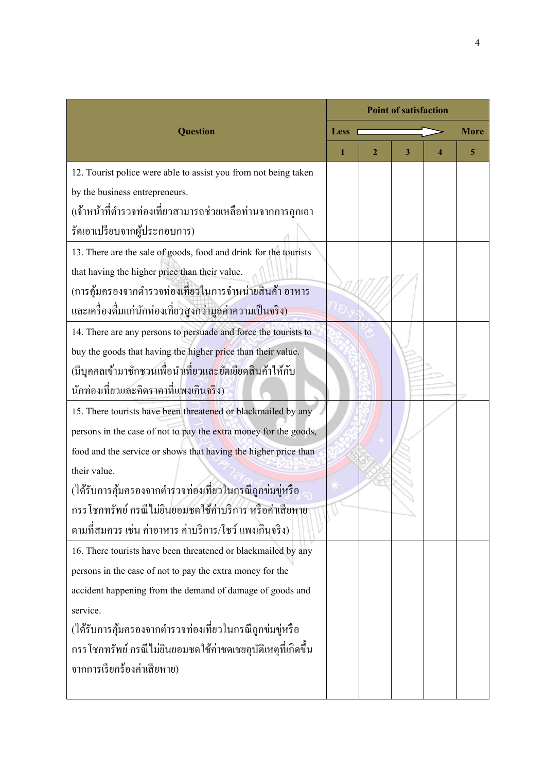| Question | Point of satisfaction | | | | |
|---|---|---|---|---|---|
| | Less | | | | More |
| | 1 | 2 | 3 | 4 | 5 |
| 12. Tourist police were able to assist you from not being taken by the business entrepreneurs. (เจ้าหน้าที่ตำรวจท่องเที่ยวสามารถช่วยเหลือท่านจากการถูกเอารัดเอาเปรียบจากผู้ประกอบการ) | | | | | |
| 13. There are the sale of goods, food and drink for the tourists that having the higher price than their value. (การคุ้มครองจากตำรวจท่องเที่ยวในการจำหน่ายสินค้า อาหาร และเครื่องดื่มแก่นักท่องเที่ยวสูงกว่ามูลค่าความเป็นจริง) | | | | | |
| 14. There are any persons to persuade and force the tourists to buy the goods that having the higher price than their value. (มีบุคคลเข้ามาชักชวนเพื่อนำเที่ยวและยัดเยียดสินค้าให้กับนักท่องเที่ยวและคิดราคาที่แพงเกินจริง) | | | | | |
| 15. There tourists have been threatened or blackmailed by any persons in the case of not to pay the extra money for the goods, food and the service or shows that having the higher price than their value. (ได้รับการคุ้มครองจากตำรวจท่องเที่ยวในกรณีถูกข่มขู่หรือกรรโชกทรัพย์ กรณีไม่ยินยอมชดใช้ค่าบริการ หรือค่าเสียหายตามที่สมควร เช่น ค่าอาหาร ค่าบริการ/โชว์ แพงเกินจริง) | | | | | |
| 16. There tourists have been threatened or blackmailed by any persons in the case of not to pay the extra money for the accident happening from the demand of damage of goods and service. (ได้รับการคุ้มครองจากตำรวจท่องเที่ยวในกรณีถูกข่มขู่หรือกรรโชกทรัพย์ กรณีไม่ยินยอมชดใช้ค่าชดเชยอุบัติเหตุที่เกิดขึ้นจากการเรียกร้องค่าเสียหาย) | | | | | |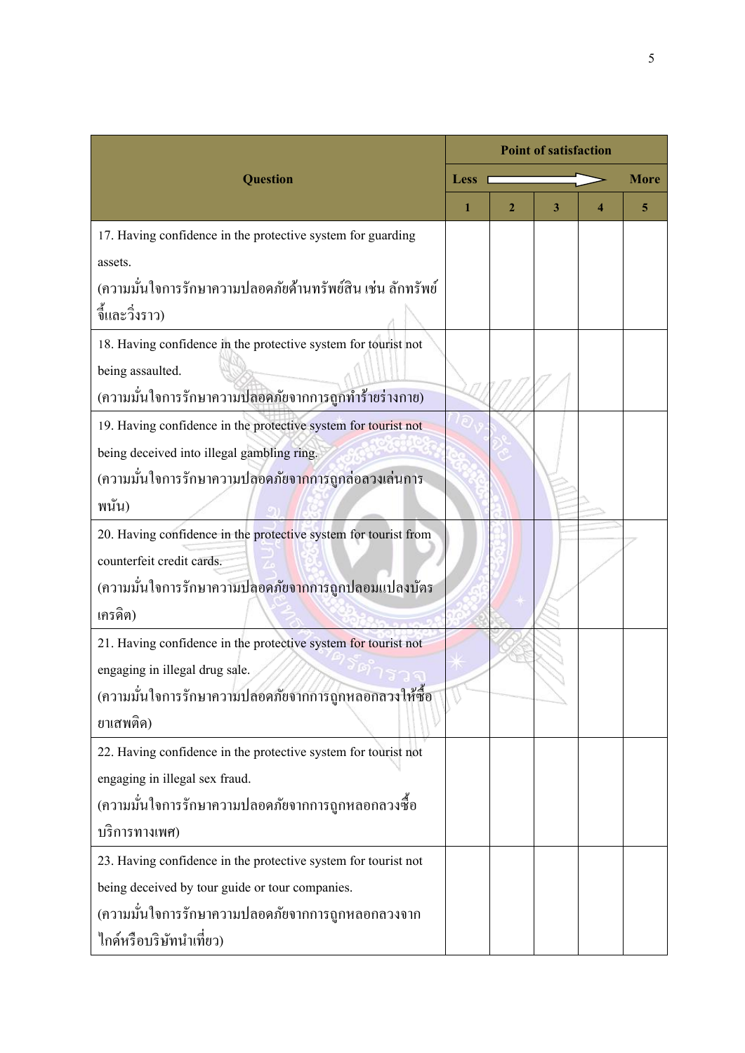| Question | Point of satisfaction | | | | |
|---|---|---|---|---|---|
| | Less → More | | | | |
| | 1 | 2 | 3 | 4 | 5 |
| 17. Having confidence in the protective system for guarding assets. (ความมั่นใจการรักษาความปลอดภัยด้านทรัพย์สิน เช่น ลักทรัพย์ จี้และวิ่งราว) | | | | | |
| 18. Having confidence in the protective system for tourist not being assaulted. (ความมั่นใจการรักษาความปลอดภัยจากการถูกทำร้ายร่างกาย) | | | | | |
| 19. Having confidence in the protective system for tourist not being deceived into illegal gambling ring. (ความมั่นใจการรักษาความปลอดภัยจากการถูกล่อลวงเล่นการพนัน) | | | | | |
| 20. Having confidence in the protective system for tourist from counterfeit credit cards. (ความมั่นใจการรักษาความปลอดภัยจากการถูกปลอมแปลงบัตรเครดิต) | | | | | |
| 21. Having confidence in the protective system for tourist not engaging in illegal drug sale. (ความมั่นใจการรักษาความปลอดภัยจากการถูกหลอกลวงให้ซื้อยาเสพติด) | | | | | |
| 22. Having confidence in the protective system for tourist not engaging in illegal sex fraud. (ความมั่นใจการรักษาความปลอดภัยจากการถูกหลอกลวงซื้อบริการทางเพศ) | | | | | |
| 23. Having confidence in the protective system for tourist not being deceived by tour guide or tour companies. (ความมั่นใจการรักษาความปลอดภัยจากการถูกหลอกลวงจากไกด์หรือบริษัทนำเที่ยว) | | | | | |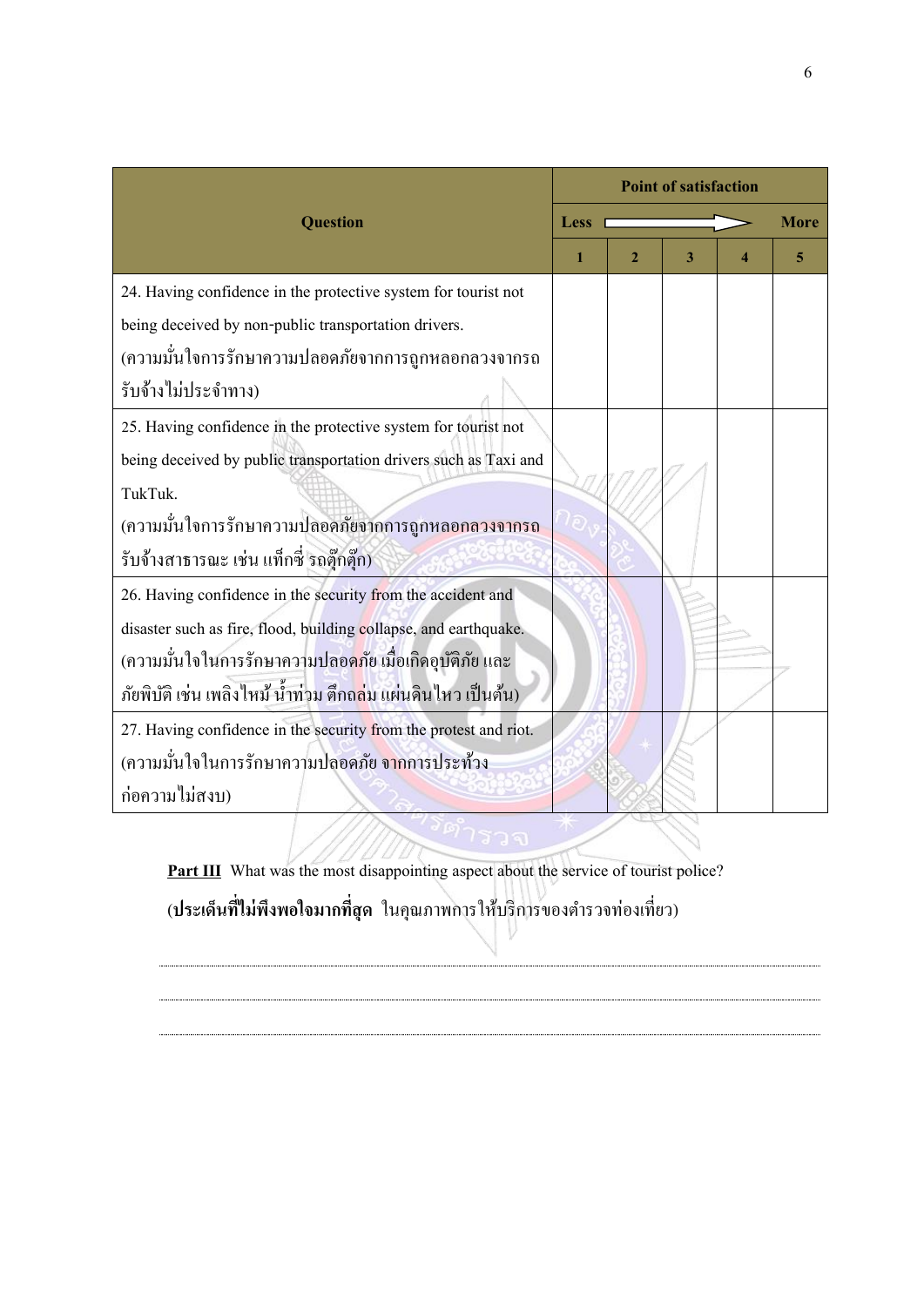| Question | Point of satisfaction | | | | |
|---|---|---|---|---|---|
| | Less → More | | | | |
| | 1 | 2 | 3 | 4 | 5 |
| 24. Having confidence in the protective system for tourist not being deceived by non-public transportation drivers. (ความมั่นใจการรักษาความปลอดภัยจากการถูกหลอกลวงจากรถรับจ้างไม่ประจำทาง) | | | | | |
| 25. Having confidence in the protective system for tourist not being deceived by public transportation drivers such as Taxi and TukTuk. (ความมั่นใจการรักษาความปลอดภัยจากการถูกหลอกลวงจากรถรับจ้างสาธารณะ เช่น แท็กซี่ รถตุ๊กตุ๊ก) | | | | | |
| 26. Having confidence in the security from the accident and disaster such as fire, flood, building collapse, and earthquake. (ความมั่นใจในการรักษาความปลอดภัย เมื่อเกิดอุบัติภัย และภัยพิบัติ เช่น เพลิงไหม้ น้ำท่วม ตึกถล่ม แผ่นดินไหว เป็นต้น) | | | | | |
| 27. Having confidence in the security from the protest and riot. (ความมั่นใจในการรักษาความปลอดภัย จากการประท้วง ก่อความไม่สงบ) | | | | | |

**Part III** What was the most disappointing aspect about the service of tourist police?

(**ประเด็นที่ไม่พึงพอใจมากที่สุด** ในคุณภาพการให้บริการของตำรวจท่องเที่ยว)

..................................................................................................................................................

..................................................................................................................................................

..................................................................................................................................................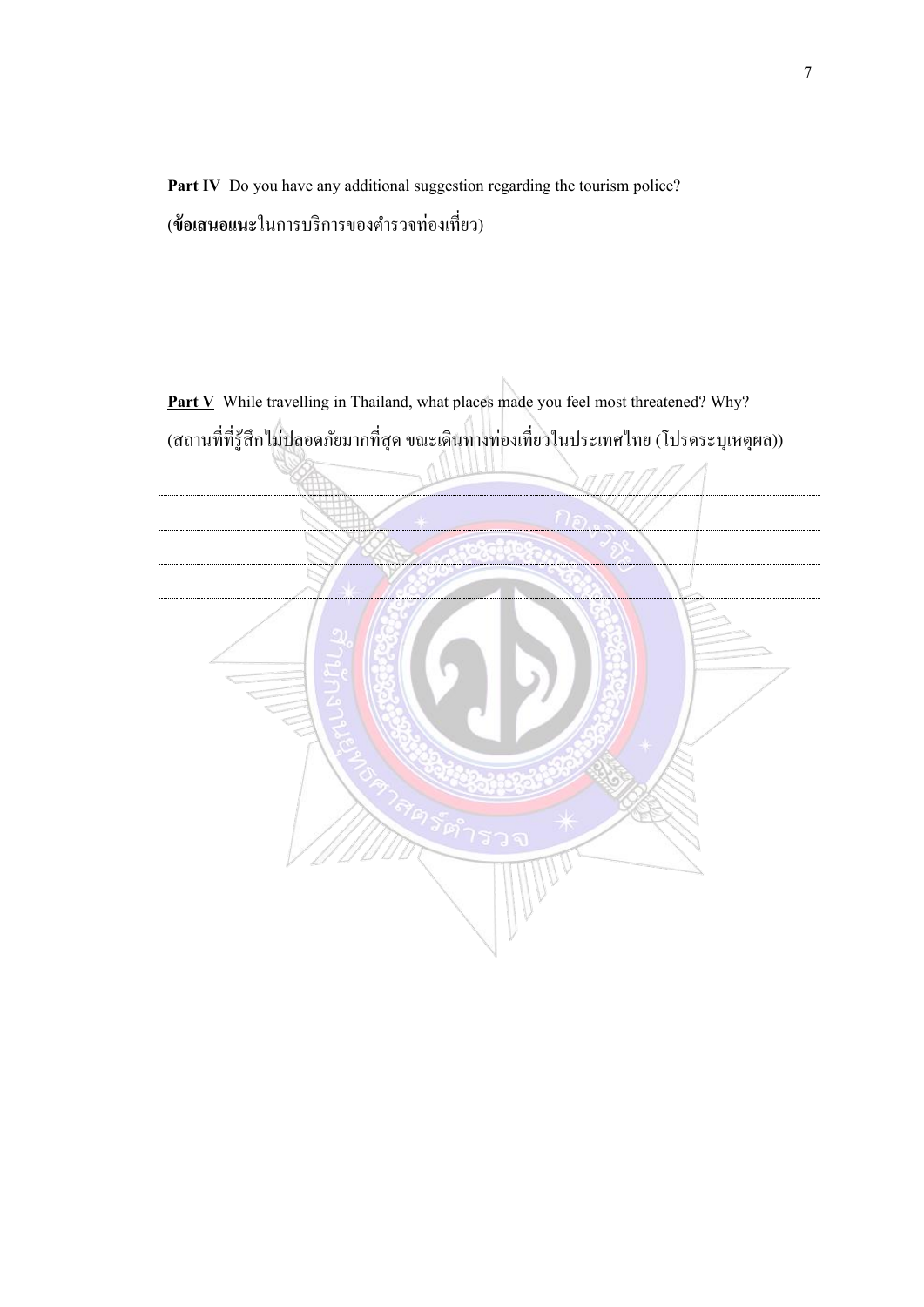**Part IV** Do you have any additional suggestion regarding the tourism police?

(**ข้อเสนอแนะ**ในการบริการของตำรวจท่องเที่ยว)

..............................................................................................................................................

..............................................................................................................................................

..............................................................................................................................................

**Part V** While travelling in Thailand, what places made you feel most threatened? Why?

(สถานที่ที่รู้สึกไม่ปลอดภัยมากที่สุด ขณะเดินทางท่องเที่ยวในประเทศไทย (โปรดระบุเหตุผล))

..............................................................................................................................................

..............................................................................................................................................

..............................................................................................................................................

..............................................................................................................................................

..............................................................................................................................................